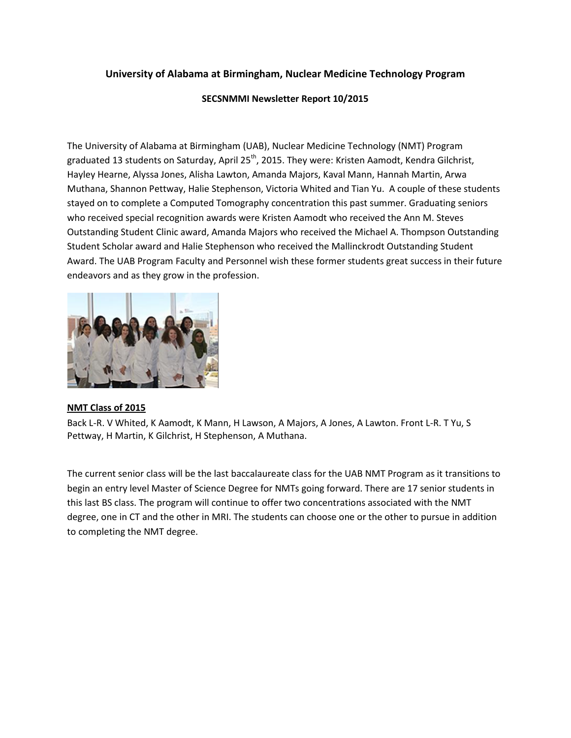**University of Alabama at Birmingham, Nuclear Medicine Technology Program**

**SECSNMMI Newsletter Report 10/2015**

The University of Alabama at Birmingham (UAB), Nuclear Medicine Technology (NMT) Program graduated 13 students on Saturday, April 25th, 2015. They were: Kristen Aamodt, Kendra Gilchrist, Hayley Hearne, Alyssa Jones, Alisha Lawton, Amanda Majors, Kaval Mann, Hannah Martin, Arwa Muthana, Shannon Pettway, Halie Stephenson, Victoria Whited and Tian Yu. A couple of these students stayed on to complete a Computed Tomography concentration this past summer. Graduating seniors who received special recognition awards were Kristen Aamodt who received the Ann M. Steves Outstanding Student Clinic award, Amanda Majors who received the Michael A. Thompson Outstanding Student Scholar award and Halie Stephenson who received the Mallinckrodt Outstanding Student Award. The UAB Program Faculty and Personnel wish these former students great success in their future endeavors and as they grow in the profession.

**NMT Class of 2015**

Back L-R. V Whited, K Aamodt, K Mann, H Lawson, A Majors, A Jones, A Lawton. Front L-R. T Yu, S Pettway, H Martin, K Gilchrist, H Stephenson, A Muthana.

The current senior class will be the last baccalaureate class for the UAB NMT Program as it transitions to begin an entry level Master of Science Degree for NMTs going forward. There are 17 senior students in this last BS class. The program will continue to offer two concentrations associated with the NMT degree, one in CT and the other in MRI. The students can choose one or the other to pursue in addition to completing the NMT degree.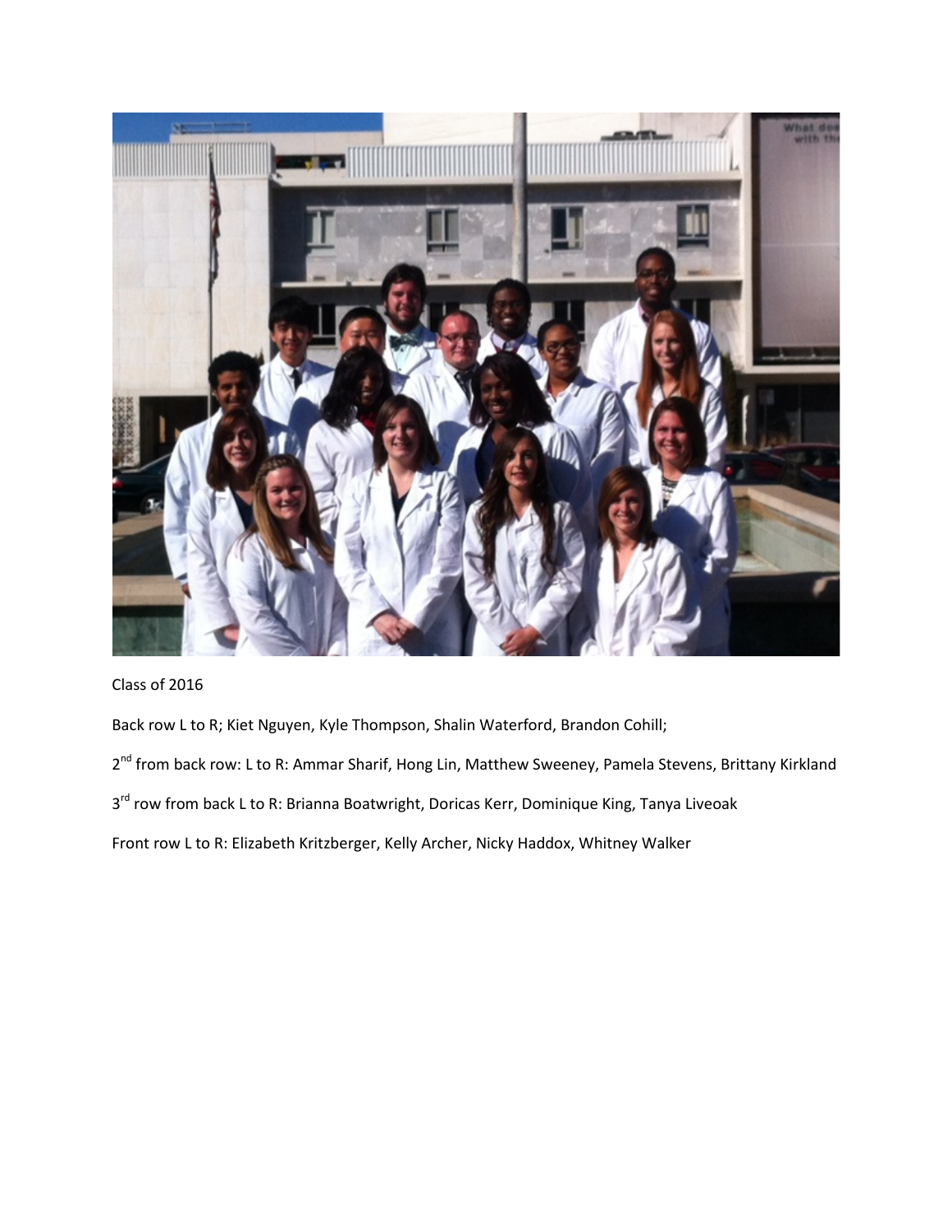Class of 2016

Back row L to R; Kiet Nguyen, Kyle Thompson, Shalin Waterford, Brandon Cohill;

2nd from back row: L to R: Ammar Sharif, Hong Lin, Matthew Sweeney, Pamela Stevens, Brittany Kirkland

3rd row from back L to R: Brianna Boatwright, Doricas Kerr, Dominique King, Tanya Liveoak

Front row L to R: Elizabeth Kritzberger, Kelly Archer, Nicky Haddox, Whitney Walker